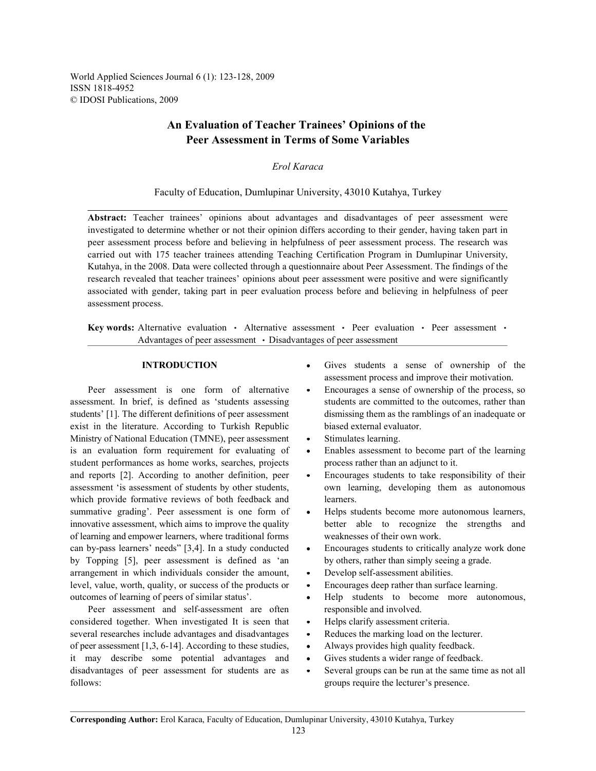# An Evaluation of Teacher Trainees' Opinions of the Peer Assessment in Terms of Some Variables

*Erol Karaca*

Faculty of Education, Dumlupinar University, 43010 Kutahya, Turkey

**Abstract:** Teacher trainees' opinions about advantages and disadvantages of peer assessment were investigated to determine whether or not their opinion differs according to their gender, having taken part in peer assessment process before and believing in helpfulness of peer assessment process. The research was carried out with 175 teacher trainees attending Teaching Certification Program in Dumlupinar University, Kutahya, in the 2008. Data were collected through a questionnaire about Peer Assessment. The findings of the research revealed that teacher trainees' opinions about peer assessment were positive and were significantly associated with gender, taking part in peer evaluation process before and believing in helpfulness of peer assessment process.

**Key words:** Alternative evaluation • Alternative assessment • Peer evaluation • Peer assessment • Advantages of peer assessment • Disadvantages of peer assessment

## INTRODUCTION

Peer assessment is one form of alternative assessment. In brief, is defined as 'students assessing students' [1]. The different definitions of peer assessment exist in the literature. According to Turkish Republic Ministry of National Education (TMNE), peer assessment is an evaluation form requirement for evaluating of student performances as home works, searches, projects and reports [2]. According to another definition, peer assessment 'is assessment of students by other students, which provide formative reviews of both feedback and summative grading'. Peer assessment is one form of innovative assessment, which aims to improve the quality of learning and empower learners, where traditional forms can by-pass learners' needs" [3,4]. In a study conducted by Topping [5], peer assessment is defined as 'an arrangement in which individuals consider the amount, level, value, worth, quality, or success of the products or outcomes of learning of peers of similar status'.

Peer assessment and self-assessment are often considered together. When investigated It is seen that several researches include advantages and disadvantages of peer assessment [1,3, 6-14]. According to these studies, it may describe some potential advantages and disadvantages of peer assessment for students are as follows:

- Gives students a sense of ownership of the assessment process and improve their motivation.
- Encourages a sense of ownership of the process, so students are committed to the outcomes, rather than dismissing them as the ramblings of an inadequate or biased external evaluator.
- Stimulates learning.
- Enables assessment to become part of the learning process rather than an adjunct to it.
- Encourages students to take responsibility of their own learning, developing them as autonomous learners.
- Helps students become more autonomous learners, better able to recognize the strengths and weaknesses of their own work.
- Encourages students to critically analyze work done by others, rather than simply seeing a grade.
- Develop self-assessment abilities.
- Encourages deep rather than surface learning.
- Help students to become more autonomous, responsible and involved.
- Helps clarify assessment criteria.
- Reduces the marking load on the lecturer.
- Always provides high quality feedback.
- Gives students a wider range of feedback.
- Several groups can be run at the same time as not all groups require the lecturer's presence.

**Corresponding Author:** Erol Karaca, Faculty of Education, Dumlupinar University, 43010 Kutahya, Turkey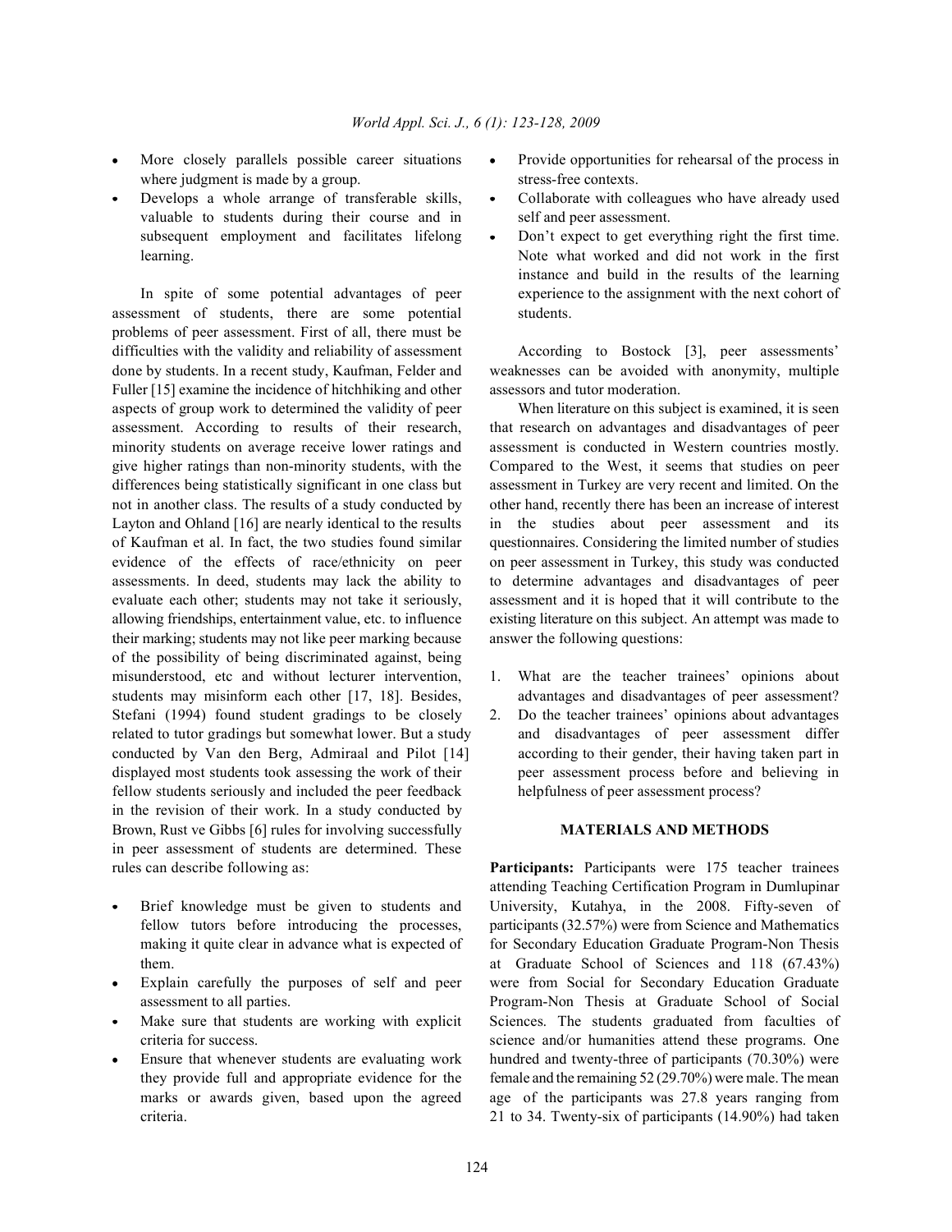- More closely parallels possible career situations where judgment is made by a group.
- Develops a whole arrange of transferable skills, valuable to students during their course and in subsequent employment and facilitates lifelong learning.

In spite of some potential advantages of peer assessment of students, there are some potential problems of peer assessment. First of all, there must be difficulties with the validity and reliability of assessment done by students. In a recent study, Kaufman, Felder and Fuller [15] examine the incidence of hitchhiking and other aspects of group work to determined the validity of peer assessment. According to results of their research, minority students on average receive lower ratings and give higher ratings than non-minority students, with the differences being statistically significant in one class but not in another class. The results of a study conducted by Layton and Ohland [16] are nearly identical to the results of Kaufman et al. In fact, the two studies found similar evidence of the effects of race/ethnicity on peer assessments. In deed, students may lack the ability to evaluate each other; students may not take it seriously, allowing friendships, entertainment value, etc. to influence their marking; students may not like peer marking because of the possibility of being discriminated against, being misunderstood, etc and without lecturer intervention, students may misinform each other [17, 18]. Besides, Stefani (1994) found student gradings to be closely related to tutor gradings but somewhat lower. But a study conducted by Van den Berg, Admiraal and Pilot [14] displayed most students took assessing the work of their fellow students seriously and included the peer feedback in the revision of their work. In a study conducted by Brown, Rust ve Gibbs [6] rules for involving successfully in peer assessment of students are determined. These rules can describe following as:

- Brief knowledge must be given to students and fellow tutors before introducing the processes, making it quite clear in advance what is expected of them.
- Explain carefully the purposes of self and peer assessment to all parties.
- Make sure that students are working with explicit criteria for success.
- Ensure that whenever students are evaluating work they provide full and appropriate evidence for the marks or awards given, based upon the agreed criteria.
- Provide opportunities for rehearsal of the process in stress-free contexts.
- Collaborate with colleagues who have already used self and peer assessment.
- Don't expect to get everything right the first time. Note what worked and did not work in the first instance and build in the results of the learning experience to the assignment with the next cohort of students.

According to Bostock [3], peer assessments' weaknesses can be avoided with anonymity, multiple assessors and tutor moderation.

When literature on this subject is examined, it is seen that research on advantages and disadvantages of peer assessment is conducted in Western countries mostly. Compared to the West, it seems that studies on peer assessment in Turkey are very recent and limited. On the other hand, recently there has been an increase of interest in the studies about peer assessment and its questionnaires. Considering the limited number of studies on peer assessment in Turkey, this study was conducted to determine advantages and disadvantages of peer assessment and it is hoped that it will contribute to the existing literature on this subject. An attempt was made to answer the following questions:

1. What are the teacher trainees' opinions about advantages and disadvantages of peer assessment?
2. Do the teacher trainees' opinions about advantages and disadvantages of peer assessment differ according to their gender, their having taken part in peer assessment process before and believing in helpfulness of peer assessment process?

## MATERIALS AND METHODS

**Participants:** Participants were 175 teacher trainees attending Teaching Certification Program in Dumlupinar University, Kutahya, in the 2008. Fifty-seven of participants (32.57%) were from Science and Mathematics for Secondary Education Graduate Program-Non Thesis at Graduate School of Sciences and 118 (67.43%) were from Social for Secondary Education Graduate Program-Non Thesis at Graduate School of Social Sciences. The students graduated from faculties of science and/or humanities attend these programs. One hundred and twenty-three of participants (70.30%) were female and the remaining 52 (29.70%) were male. The mean age of the participants was 27.8 years ranging from 21 to 34. Twenty-six of participants (14.90%) had taken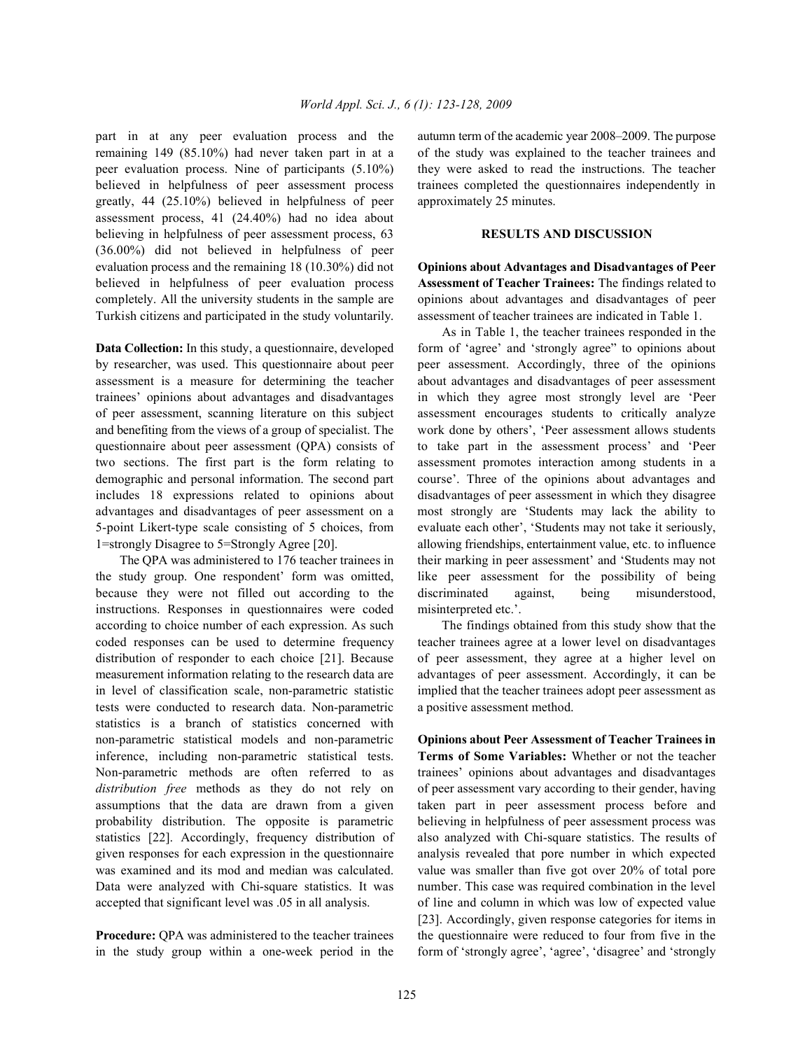part in at any peer evaluation process and the remaining 149 (85.10%) had never taken part in at a peer evaluation process. Nine of participants (5.10%) believed in helpfulness of peer assessment process greatly, 44 (25.10%) believed in helpfulness of peer assessment process, 41 (24.40%) had no idea about believing in helpfulness of peer assessment process, 63 (36.00%) did not believed in helpfulness of peer evaluation process and the remaining 18 (10.30%) did not believed in helpfulness of peer evaluation process completely. All the university students in the sample are Turkish citizens and participated in the study voluntarily.

**Data Collection:** In this study, a questionnaire, developed by researcher, was used. This questionnaire about peer assessment is a measure for determining the teacher trainees' opinions about advantages and disadvantages of peer assessment, scanning literature on this subject and benefiting from the views of a group of specialist. The questionnaire about peer assessment (QPA) consists of two sections. The first part is the form relating to demographic and personal information. The second part includes 18 expressions related to opinions about advantages and disadvantages of peer assessment on a 5-point Likert-type scale consisting of 5 choices, from 1=strongly Disagree to 5=Strongly Agree [20].

The QPA was administered to 176 teacher trainees in the study group. One respondent' form was omitted, because they were not filled out according to the instructions. Responses in questionnaires were coded according to choice number of each expression. As such coded responses can be used to determine frequency distribution of responder to each choice [21]. Because measurement information relating to the research data are in level of classification scale, non-parametric statistic tests were conducted to research data. Non-parametric statistics is a branch of statistics concerned with non-parametric statistical models and non-parametric inference, including non-parametric statistical tests. Non-parametric methods are often referred to as *distribution free* methods as they do not rely on assumptions that the data are drawn from a given probability distribution. The opposite is parametric statistics [22]. Accordingly, frequency distribution of given responses for each expression in the questionnaire was examined and its mod and median was calculated. Data were analyzed with Chi-square statistics. It was accepted that significant level was .05 in all analysis.

**Procedure:** QPA was administered to the teacher trainees in the study group within a one-week period in the autumn term of the academic year 2008–2009. The purpose of the study was explained to the teacher trainees and they were asked to read the instructions. The teacher trainees completed the questionnaires independently in approximately 25 minutes.

## RESULTS AND DISCUSSION

**Opinions about Advantages and Disadvantages of Peer Assessment of Teacher Trainees:** The findings related to opinions about advantages and disadvantages of peer assessment of teacher trainees are indicated in Table 1.

As in Table 1, the teacher trainees responded in the form of 'agree' and 'strongly agree" to opinions about peer assessment. Accordingly, three of the opinions about advantages and disadvantages of peer assessment in which they agree most strongly level are 'Peer assessment encourages students to critically analyze work done by others', 'Peer assessment allows students to take part in the assessment process' and 'Peer assessment promotes interaction among students in a course'. Three of the opinions about advantages and disadvantages of peer assessment in which they disagree most strongly are 'Students may lack the ability to evaluate each other', 'Students may not take it seriously, allowing friendships, entertainment value, etc. to influence their marking in peer assessment' and 'Students may not like peer assessment for the possibility of being discriminated against, being misunderstood, misinterpreted etc.'.

The findings obtained from this study show that the teacher trainees agree at a lower level on disadvantages of peer assessment, they agree at a higher level on advantages of peer assessment. Accordingly, it can be implied that the teacher trainees adopt peer assessment as a positive assessment method.

**Opinions about Peer Assessment of Teacher Trainees in Terms of Some Variables:** Whether or not the teacher trainees' opinions about advantages and disadvantages of peer assessment vary according to their gender, having taken part in peer assessment process before and believing in helpfulness of peer assessment process was also analyzed with Chi-square statistics. The results of analysis revealed that pore number in which expected value was smaller than five got over 20% of total pore number. This case was required combination in the level of line and column in which was low of expected value [23]. Accordingly, given response categories for items in the questionnaire were reduced to four from five in the form of 'strongly agree', 'agree', 'disagree' and 'strongly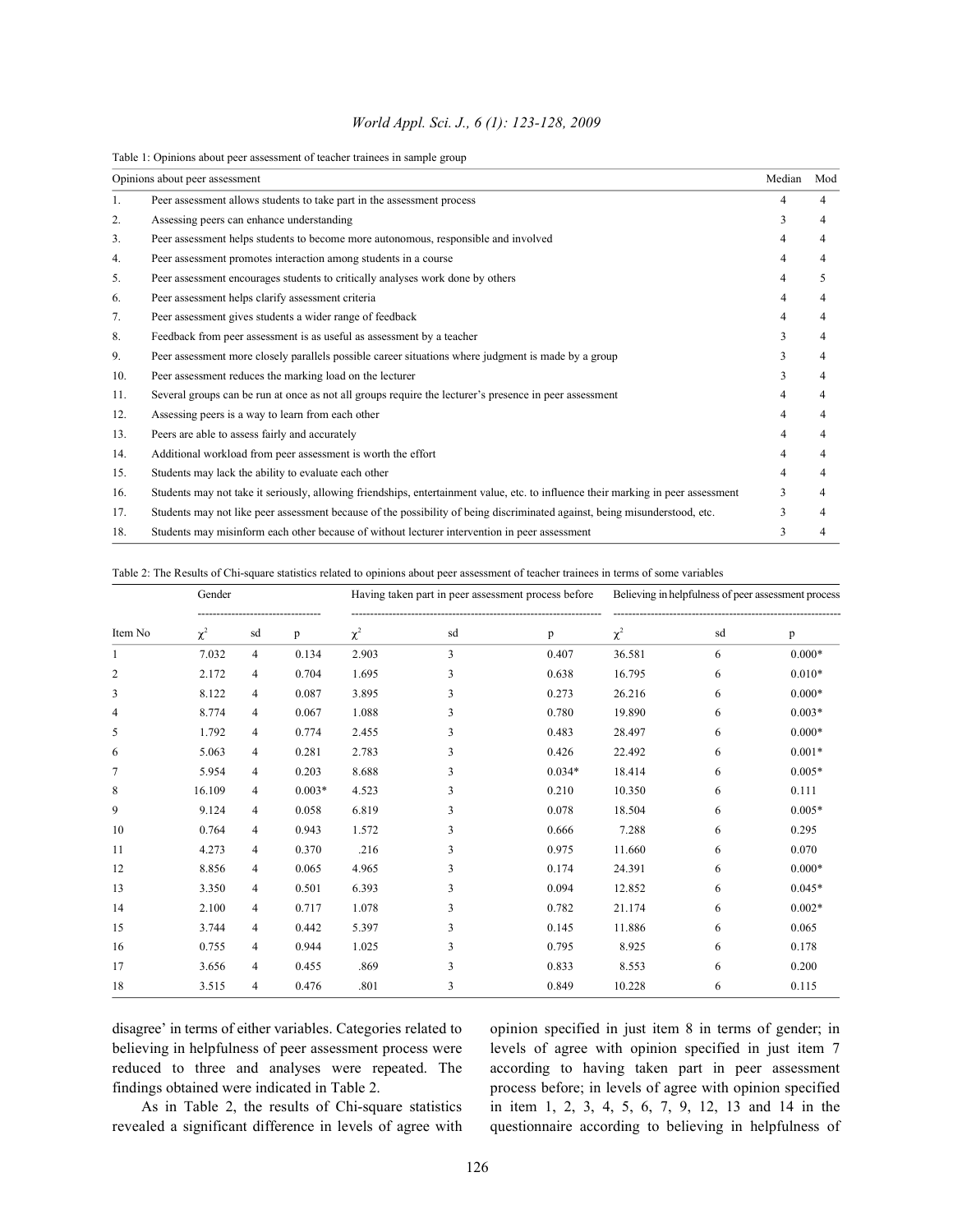Table 1: Opinions about peer assessment of teacher trainees in sample group

| | Opinions about peer assessment | Median | Mod |
|---|---|---|---|
| 1. | Peer assessment allows students to take part in the assessment process | 4 | 4 |
| 2. | Assessing peers can enhance understanding | 3 | 4 |
| 3. | Peer assessment helps students to become more autonomous, responsible and involved | 4 | 4 |
| 4. | Peer assessment promotes interaction among students in a course | 4 | 4 |
| 5. | Peer assessment encourages students to critically analyses work done by others | 4 | 5 |
| 6. | Peer assessment helps clarify assessment criteria | 4 | 4 |
| 7. | Peer assessment gives students a wider range of feedback | 4 | 4 |
| 8. | Feedback from peer assessment is as useful as assessment by a teacher | 3 | 4 |
| 9. | Peer assessment more closely parallels possible career situations where judgment is made by a group | 3 | 4 |
| 10. | Peer assessment reduces the marking load on the lecturer | 3 | 4 |
| 11. | Several groups can be run at once as not all groups require the lecturer's presence in peer assessment | 4 | 4 |
| 12. | Assessing peers is a way to learn from each other | 4 | 4 |
| 13. | Peers are able to assess fairly and accurately | 4 | 4 |
| 14. | Additional workload from peer assessment is worth the effort | 4 | 4 |
| 15. | Students may lack the ability to evaluate each other | 4 | 4 |
| 16. | Students may not take it seriously, allowing friendships, entertainment value, etc. to influence their marking in peer assessment | 3 | 4 |
| 17. | Students may not like peer assessment because of the possibility of being discriminated against, being misunderstood, etc. | 3 | 4 |
| 18. | Students may misinform each other because of without lecturer intervention in peer assessment | 3 | 4 |

Table 2: The Results of Chi-square statistics related to opinions about peer assessment of teacher trainees in terms of some variables

| | Gender | | | Having taken part in peer assessment process before | | | Believing in helpfulness of peer assessment process | | |
|---|---|---|---|---|---|---|---|---|---|
| Item No | $\chi^2$ | sd | p | $\chi^2$ | sd | p | $\chi^2$ | sd | p |
| 1 | 7.032 | 4 | 0.134 | 2.903 | 3 | 0.407 | 36.581 | 6 | 0.000* |
| 2 | 2.172 | 4 | 0.704 | 1.695 | 3 | 0.638 | 16.795 | 6 | 0.010* |
| 3 | 8.122 | 4 | 0.087 | 3.895 | 3 | 0.273 | 26.216 | 6 | 0.000* |
| 4 | 8.774 | 4 | 0.067 | 1.088 | 3 | 0.780 | 19.890 | 6 | 0.003* |
| 5 | 1.792 | 4 | 0.774 | 2.455 | 3 | 0.483 | 28.497 | 6 | 0.000* |
| 6 | 5.063 | 4 | 0.281 | 2.783 | 3 | 0.426 | 22.492 | 6 | 0.001* |
| 7 | 5.954 | 4 | 0.203 | 8.688 | 3 | 0.034* | 18.414 | 6 | 0.005* |
| 8 | 16.109 | 4 | 0.003* | 4.523 | 3 | 0.210 | 10.350 | 6 | 0.111 |
| 9 | 9.124 | 4 | 0.058 | 6.819 | 3 | 0.078 | 18.504 | 6 | 0.005* |
| 10 | 0.764 | 4 | 0.943 | 1.572 | 3 | 0.666 | 7.288 | 6 | 0.295 |
| 11 | 4.273 | 4 | 0.370 | .216 | 3 | 0.975 | 11.660 | 6 | 0.070 |
| 12 | 8.856 | 4 | 0.065 | 4.965 | 3 | 0.174 | 24.391 | 6 | 0.000* |
| 13 | 3.350 | 4 | 0.501 | 6.393 | 3 | 0.094 | 12.852 | 6 | 0.045* |
| 14 | 2.100 | 4 | 0.717 | 1.078 | 3 | 0.782 | 21.174 | 6 | 0.002* |
| 15 | 3.744 | 4 | 0.442 | 5.397 | 3 | 0.145 | 11.886 | 6 | 0.065 |
| 16 | 0.755 | 4 | 0.944 | 1.025 | 3 | 0.795 | 8.925 | 6 | 0.178 |
| 17 | 3.656 | 4 | 0.455 | .869 | 3 | 0.833 | 8.553 | 6 | 0.200 |
| 18 | 3.515 | 4 | 0.476 | .801 | 3 | 0.849 | 10.228 | 6 | 0.115 |

disagree' in terms of either variables. Categories related to believing in helpfulness of peer assessment process were reduced to three and analyses were repeated. The findings obtained were indicated in Table 2.

As in Table 2, the results of Chi-square statistics revealed a significant difference in levels of agree with opinion specified in just item 8 in terms of gender; in levels of agree with opinion specified in just item 7 according to having taken part in peer assessment process before; in levels of agree with opinion specified in item 1, 2, 3, 4, 5, 6, 7, 9, 12, 13 and 14 in the questionnaire according to believing in helpfulness of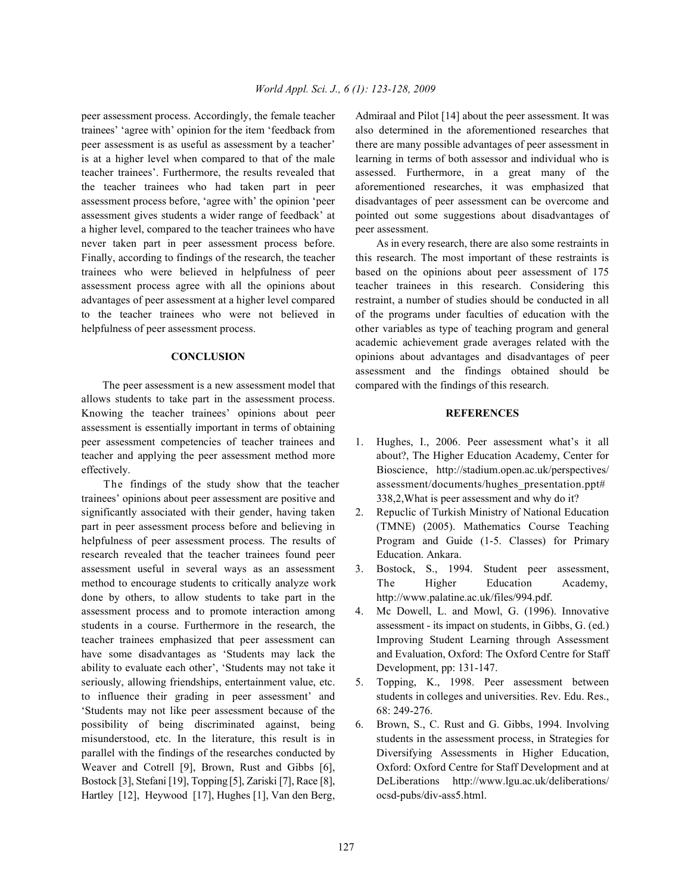peer assessment process. Accordingly, the female teacher trainees' 'agree with' opinion for the item 'feedback from peer assessment is as useful as assessment by a teacher' is at a higher level when compared to that of the male teacher trainees'. Furthermore, the results revealed that the teacher trainees who had taken part in peer assessment process before, 'agree with' the opinion 'peer assessment gives students a wider range of feedback' at a higher level, compared to the teacher trainees who have never taken part in peer assessment process before. Finally, according to findings of the research, the teacher trainees who were believed in helpfulness of peer assessment process agree with all the opinions about advantages of peer assessment at a higher level compared to the teacher trainees who were not believed in helpfulness of peer assessment process.

## CONCLUSION

The peer assessment is a new assessment model that allows students to take part in the assessment process. Knowing the teacher trainees' opinions about peer assessment is essentially important in terms of obtaining peer assessment competencies of teacher trainees and teacher and applying the peer assessment method more effectively.

The findings of the study show that the teacher trainees' opinions about peer assessment are positive and significantly associated with their gender, having taken part in peer assessment process before and believing in helpfulness of peer assessment process. The results of research revealed that the teacher trainees found peer assessment useful in several ways as an assessment method to encourage students to critically analyze work done by others, to allow students to take part in the assessment process and to promote interaction among students in a course. Furthermore in the research, the teacher trainees emphasized that peer assessment can have some disadvantages as 'Students may lack the ability to evaluate each other', 'Students may not take it seriously, allowing friendships, entertainment value, etc. to influence their grading in peer assessment' and 'Students may not like peer assessment because of the possibility of being discriminated against, being misunderstood, etc. In the literature, this result is in parallel with the findings of the researches conducted by Weaver and Cotrell [9], Brown, Rust and Gibbs [6], Bostock [3], Stefani [19], Topping [5], Zariski [7], Race [8], Hartley [12], Heywood [17], Hughes [1], Van den Berg, Admiraal and Pilot [14] about the peer assessment. It was also determined in the aforementioned researches that there are many possible advantages of peer assessment in learning in terms of both assessor and individual who is assessed. Furthermore, in a great many of the aforementioned researches, it was emphasized that disadvantages of peer assessment can be overcome and pointed out some suggestions about disadvantages of peer assessment.

As in every research, there are also some restraints in this research. The most important of these restraints is based on the opinions about peer assessment of 175 teacher trainees in this research. Considering this restraint, a number of studies should be conducted in all of the programs under faculties of education with the other variables as type of teaching program and general academic achievement grade averages related with the opinions about advantages and disadvantages of peer assessment and the findings obtained should be compared with the findings of this research.

## REFERENCES

1. Hughes, I., 2006. Peer assessment what's it all about?, The Higher Education Academy, Center for Bioscience, http://stadium.open.ac.uk/perspectives/assessment/documents/hughes_presentation.ppt#338,2,What is peer assessment and why do it?
2. Repuclic of Turkish Ministry of National Education (TMNE) (2005). Mathematics Course Teaching Program and Guide (1-5. Classes) for Primary Education. Ankara.
3. Bostock, S., 1994. Student peer assessment, The Higher Education Academy, http://www.palatine.ac.uk/files/994.pdf.
4. Mc Dowell, L. and Mowl, G. (1996). Innovative assessment - its impact on students, in Gibbs, G. (ed.) Improving Student Learning through Assessment and Evaluation, Oxford: The Oxford Centre for Staff Development, pp: 131-147.
5. Topping, K., 1998. Peer assessment between students in colleges and universities. Rev. Edu. Res., 68: 249-276.
6. Brown, S., C. Rust and G. Gibbs, 1994. Involving students in the assessment process, in Strategies for Diversifying Assessments in Higher Education, Oxford: Oxford Centre for Staff Development and at DeLiberations http://www.lgu.ac.uk/deliberations/ocsd-pubs/div-ass5.html.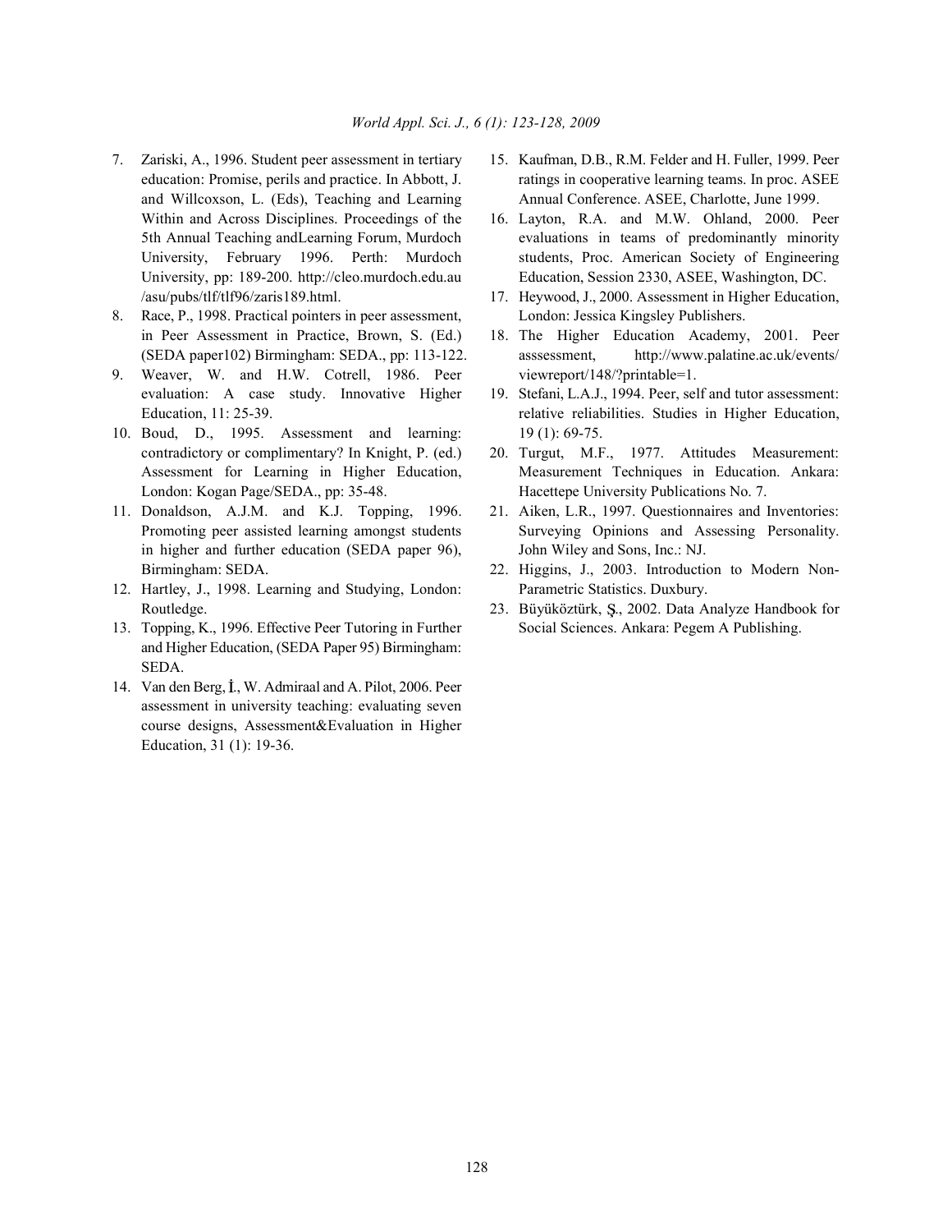7. Zariski, A., 1996. Student peer assessment in tertiary education: Promise, perils and practice. In Abbott, J. and Willcoxson, L. (Eds), Teaching and Learning Within and Across Disciplines. Proceedings of the 5th Annual Teaching andLearning Forum, Murdoch University, February 1996. Perth: Murdoch University, pp: 189-200. http://cleo.murdoch.edu.au /asu/pubs/tlf/tlf96/zaris189.html.
8. Race, P., 1998. Practical pointers in peer assessment, in Peer Assessment in Practice, Brown, S. (Ed.) (SEDA paper102) Birmingham: SEDA., pp: 113-122.
9. Weaver, W. and H.W. Cotrell, 1986. Peer evaluation: A case study. Innovative Higher Education, 11: 25-39.
10. Boud, D., 1995. Assessment and learning: contradictory or complimentary? In Knight, P. (ed.) Assessment for Learning in Higher Education, London: Kogan Page/SEDA., pp: 35-48.
11. Donaldson, A.J.M. and K.J. Topping, 1996. Promoting peer assisted learning amongst students in higher and further education (SEDA paper 96), Birmingham: SEDA.
12. Hartley, J., 1998. Learning and Studying, London: Routledge.
13. Topping, K., 1996. Effective Peer Tutoring in Further and Higher Education, (SEDA Paper 95) Birmingham: SEDA.
14. Van den Berg, İ., W. Admiraal and A. Pilot, 2006. Peer assessment in university teaching: evaluating seven course designs, Assessment&Evaluation in Higher Education, 31 (1): 19-36.
15. Kaufman, D.B., R.M. Felder and H. Fuller, 1999. Peer ratings in cooperative learning teams. In proc. ASEE Annual Conference. ASEE, Charlotte, June 1999.
16. Layton, R.A. and M.W. Ohland, 2000. Peer evaluations in teams of predominantly minority students, Proc. American Society of Engineering Education, Session 2330, ASEE, Washington, DC.
17. Heywood, J., 2000. Assessment in Higher Education, London: Jessica Kingsley Publishers.
18. The Higher Education Academy, 2001. Peer asssessment, http://www.palatine.ac.uk/events/viewreport/148/?printable=1.
19. Stefani, L.A.J., 1994. Peer, self and tutor assessment: relative reliabilities. Studies in Higher Education, 19 (1): 69-75.
20. Turgut, M.F., 1977. Attitudes Measurement: Measurement Techniques in Education. Ankara: Hacettepe University Publications No. 7.
21. Aiken, L.R., 1997. Questionnaires and Inventories: Surveying Opinions and Assessing Personality. John Wiley and Sons, Inc.: NJ.
22. Higgins, J., 2003. Introduction to Modern Non-Parametric Statistics. Duxbury.
23. Büyüköztürk, Ş., 2002. Data Analyze Handbook for Social Sciences. Ankara: Pegem A Publishing.